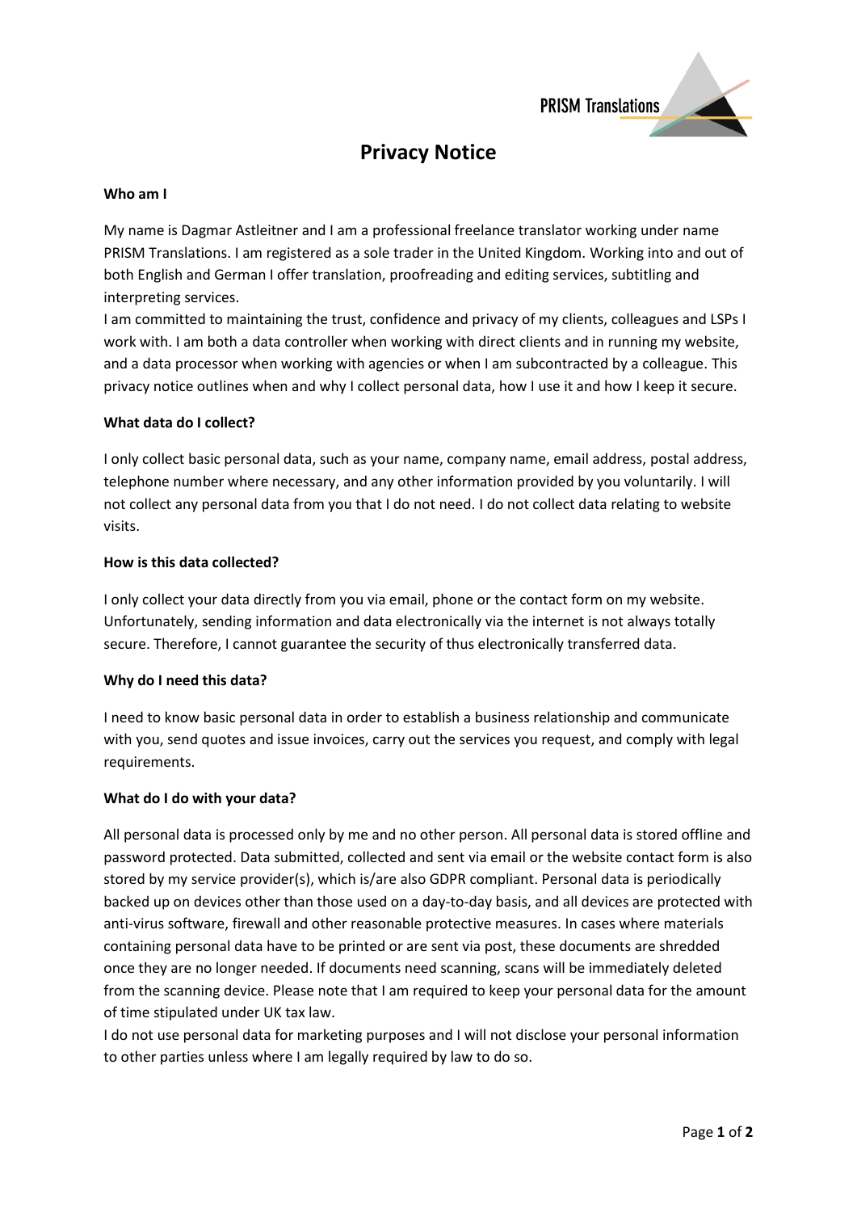PRISM Translations

# Privacy Notice

**Who am I**

My name is Dagmar Astleitner and I am a professional freelance translator working under name PRISM Translations. I am registered as a sole trader in the United Kingdom. Working into and out of both English and German I offer translation, proofreading and editing services, subtitling and interpreting services.

I am committed to maintaining the trust, confidence and privacy of my clients, colleagues and LSPs I work with. I am both a data controller when working with direct clients and in running my website, and a data processor when working with agencies or when I am subcontracted by a colleague. This privacy notice outlines when and why I collect personal data, how I use it and how I keep it secure.

**What data do I collect?**

I only collect basic personal data, such as your name, company name, email address, postal address, telephone number where necessary, and any other information provided by you voluntarily. I will not collect any personal data from you that I do not need. I do not collect data relating to website visits.

**How is this data collected?**

I only collect your data directly from you via email, phone or the contact form on my website. Unfortunately, sending information and data electronically via the internet is not always totally secure. Therefore, I cannot guarantee the security of thus electronically transferred data.

**Why do I need this data?**

I need to know basic personal data in order to establish a business relationship and communicate with you, send quotes and issue invoices, carry out the services you request, and comply with legal requirements.

**What do I do with your data?**

All personal data is processed only by me and no other person. All personal data is stored offline and password protected. Data submitted, collected and sent via email or the website contact form is also stored by my service provider(s), which is/are also GDPR compliant. Personal data is periodically backed up on devices other than those used on a day-to-day basis, and all devices are protected with anti-virus software, firewall and other reasonable protective measures. In cases where materials containing personal data have to be printed or are sent via post, these documents are shredded once they are no longer needed. If documents need scanning, scans will be immediately deleted from the scanning device. Please note that I am required to keep your personal data for the amount of time stipulated under UK tax law.

I do not use personal data for marketing purposes and I will not disclose your personal information to other parties unless where I am legally required by law to do so.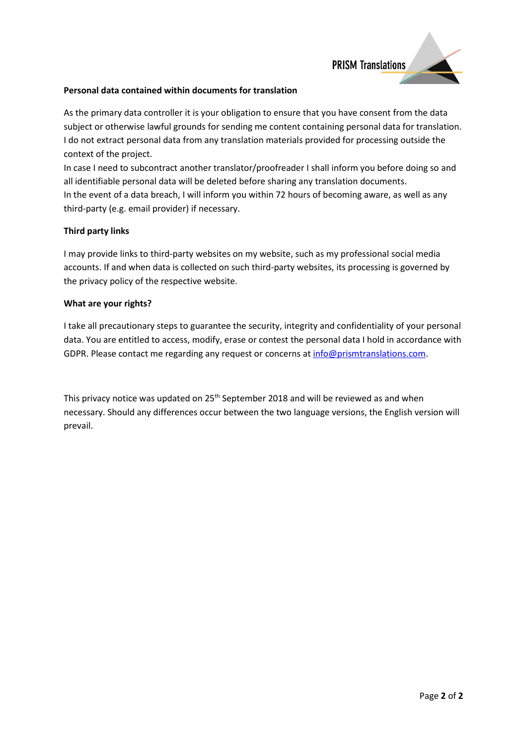**Personal data contained within documents for translation**

As the primary data controller it is your obligation to ensure that you have consent from the data subject or otherwise lawful grounds for sending me content containing personal data for translation. I do not extract personal data from any translation materials provided for processing outside the context of the project.
In case I need to subcontract another translator/proofreader I shall inform you before doing so and all identifiable personal data will be deleted before sharing any translation documents.
In the event of a data breach, I will inform you within 72 hours of becoming aware, as well as any third-party (e.g. email provider) if necessary.

**Third party links**

I may provide links to third-party websites on my website, such as my professional social media accounts. If and when data is collected on such third-party websites, its processing is governed by the privacy policy of the respective website.

**What are your rights?**

I take all precautionary steps to guarantee the security, integrity and confidentiality of your personal data. You are entitled to access, modify, erase or contest the personal data I hold in accordance with GDPR. Please contact me regarding any request or concerns at info@prismtranslations.com.

This privacy notice was updated on 25th September 2018 and will be reviewed as and when necessary. Should any differences occur between the two language versions, the English version will prevail.